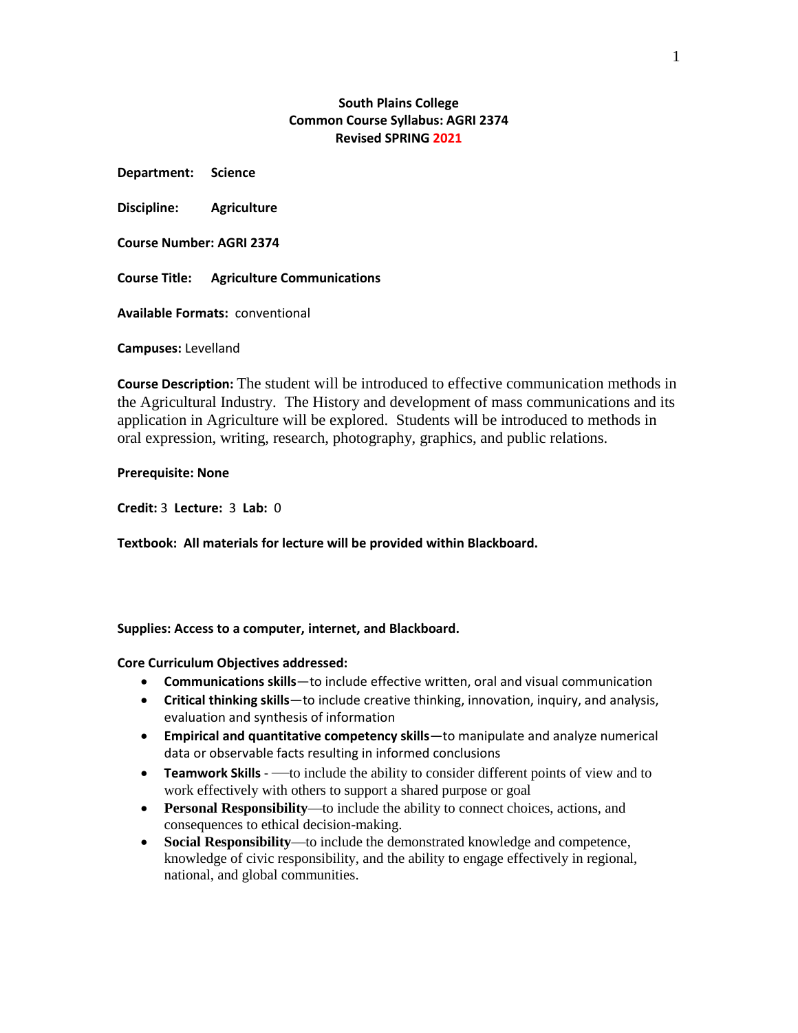**South Plains College**
**Common Course Syllabus: AGRI 2374**
**Revised SPRING 2021**

**Department:** **Science**

**Discipline:** **Agriculture**

**Course Number: AGRI 2374**

**Course Title:** **Agriculture Communications**

**Available Formats:** conventional

**Campuses:** Levelland

**Course Description:** The student will be introduced to effective communication methods in the Agricultural Industry. The History and development of mass communications and its application in Agriculture will be explored. Students will be introduced to methods in oral expression, writing, research, photography, graphics, and public relations.

**Prerequisite: None**

**Credit:** 3 **Lecture:** 3 **Lab:** 0

**Textbook: All materials for lecture will be provided within Blackboard.**

**Supplies: Access to a computer, internet, and Blackboard.**

**Core Curriculum Objectives addressed:**

- **Communications skills**—to include effective written, oral and visual communication
- **Critical thinking skills**—to include creative thinking, innovation, inquiry, and analysis, evaluation and synthesis of information
- **Empirical and quantitative competency skills**—to manipulate and analyze numerical data or observable facts resulting in informed conclusions
- **Teamwork Skills** - —to include the ability to consider different points of view and to work effectively with others to support a shared purpose or goal
- **Personal Responsibility**—to include the ability to connect choices, actions, and consequences to ethical decision-making.
- **Social Responsibility**—to include the demonstrated knowledge and competence, knowledge of civic responsibility, and the ability to engage effectively in regional, national, and global communities.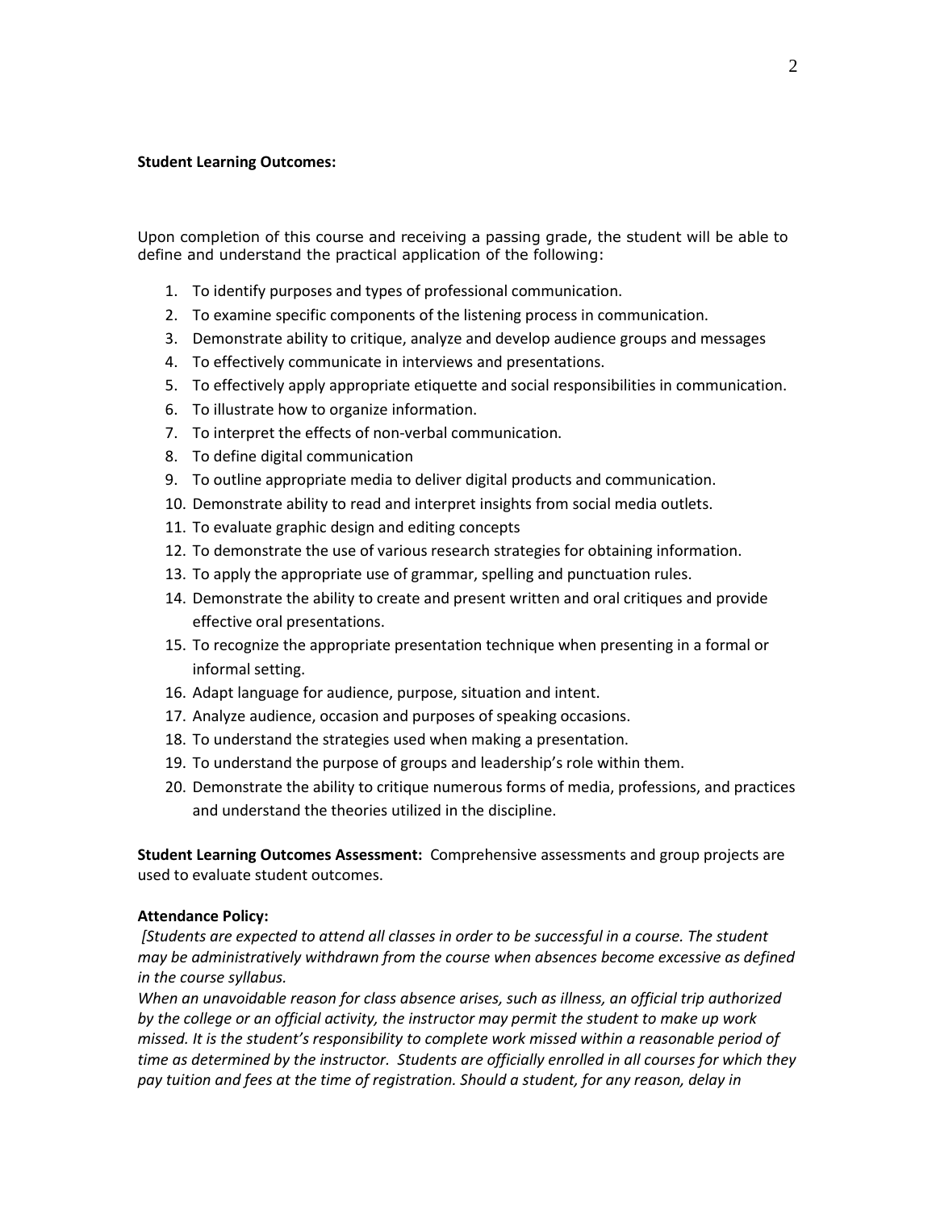**Student Learning Outcomes:**

Upon completion of this course and receiving a passing grade, the student will be able to define and understand the practical application of the following:

1. To identify purposes and types of professional communication.
2. To examine specific components of the listening process in communication.
3. Demonstrate ability to critique, analyze and develop audience groups and messages
4. To effectively communicate in interviews and presentations.
5. To effectively apply appropriate etiquette and social responsibilities in communication.
6. To illustrate how to organize information.
7. To interpret the effects of non-verbal communication.
8. To define digital communication
9. To outline appropriate media to deliver digital products and communication.
10. Demonstrate ability to read and interpret insights from social media outlets.
11. To evaluate graphic design and editing concepts
12. To demonstrate the use of various research strategies for obtaining information.
13. To apply the appropriate use of grammar, spelling and punctuation rules.
14. Demonstrate the ability to create and present written and oral critiques and provide effective oral presentations.
15. To recognize the appropriate presentation technique when presenting in a formal or informal setting.
16. Adapt language for audience, purpose, situation and intent.
17. Analyze audience, occasion and purposes of speaking occasions.
18. To understand the strategies used when making a presentation.
19. To understand the purpose of groups and leadership's role within them.
20. Demonstrate the ability to critique numerous forms of media, professions, and practices and understand the theories utilized in the discipline.

**Student Learning Outcomes Assessment:** Comprehensive assessments and group projects are used to evaluate student outcomes.

**Attendance Policy:**

*[Students are expected to attend all classes in order to be successful in a course. The student may be administratively withdrawn from the course when absences become excessive as defined in the course syllabus.*

*When an unavoidable reason for class absence arises, such as illness, an official trip authorized by the college or an official activity, the instructor may permit the student to make up work missed. It is the student's responsibility to complete work missed within a reasonable period of time as determined by the instructor. Students are officially enrolled in all courses for which they pay tuition and fees at the time of registration. Should a student, for any reason, delay in*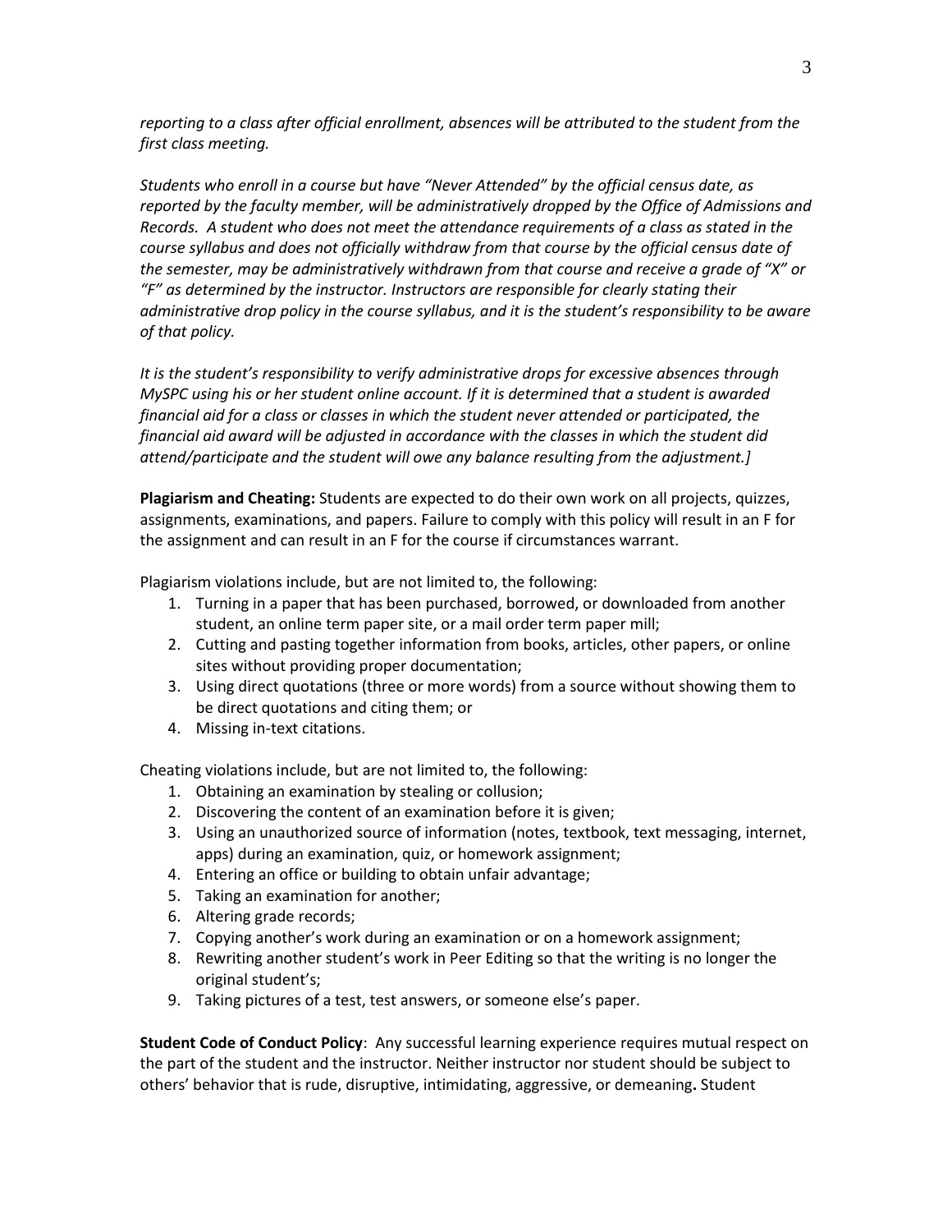*reporting to a class after official enrollment, absences will be attributed to the student from the first class meeting.*

*Students who enroll in a course but have "Never Attended" by the official census date, as reported by the faculty member, will be administratively dropped by the Office of Admissions and Records. A student who does not meet the attendance requirements of a class as stated in the course syllabus and does not officially withdraw from that course by the official census date of the semester, may be administratively withdrawn from that course and receive a grade of "X" or "F" as determined by the instructor. Instructors are responsible for clearly stating their administrative drop policy in the course syllabus, and it is the student's responsibility to be aware of that policy.*

*It is the student's responsibility to verify administrative drops for excessive absences through MySPC using his or her student online account. If it is determined that a student is awarded financial aid for a class or classes in which the student never attended or participated, the financial aid award will be adjusted in accordance with the classes in which the student did attend/participate and the student will owe any balance resulting from the adjustment.]*

**Plagiarism and Cheating:** Students are expected to do their own work on all projects, quizzes, assignments, examinations, and papers. Failure to comply with this policy will result in an F for the assignment and can result in an F for the course if circumstances warrant.

Plagiarism violations include, but are not limited to, the following:

1. Turning in a paper that has been purchased, borrowed, or downloaded from another student, an online term paper site, or a mail order term paper mill;
2. Cutting and pasting together information from books, articles, other papers, or online sites without providing proper documentation;
3. Using direct quotations (three or more words) from a source without showing them to be direct quotations and citing them; or
4. Missing in-text citations.

Cheating violations include, but are not limited to, the following:

1. Obtaining an examination by stealing or collusion;
2. Discovering the content of an examination before it is given;
3. Using an unauthorized source of information (notes, textbook, text messaging, internet, apps) during an examination, quiz, or homework assignment;
4. Entering an office or building to obtain unfair advantage;
5. Taking an examination for another;
6. Altering grade records;
7. Copying another's work during an examination or on a homework assignment;
8. Rewriting another student's work in Peer Editing so that the writing is no longer the original student's;
9. Taking pictures of a test, test answers, or someone else's paper.

**Student Code of Conduct Policy**: Any successful learning experience requires mutual respect on the part of the student and the instructor. Neither instructor nor student should be subject to others' behavior that is rude, disruptive, intimidating, aggressive, or demeaning**.** Student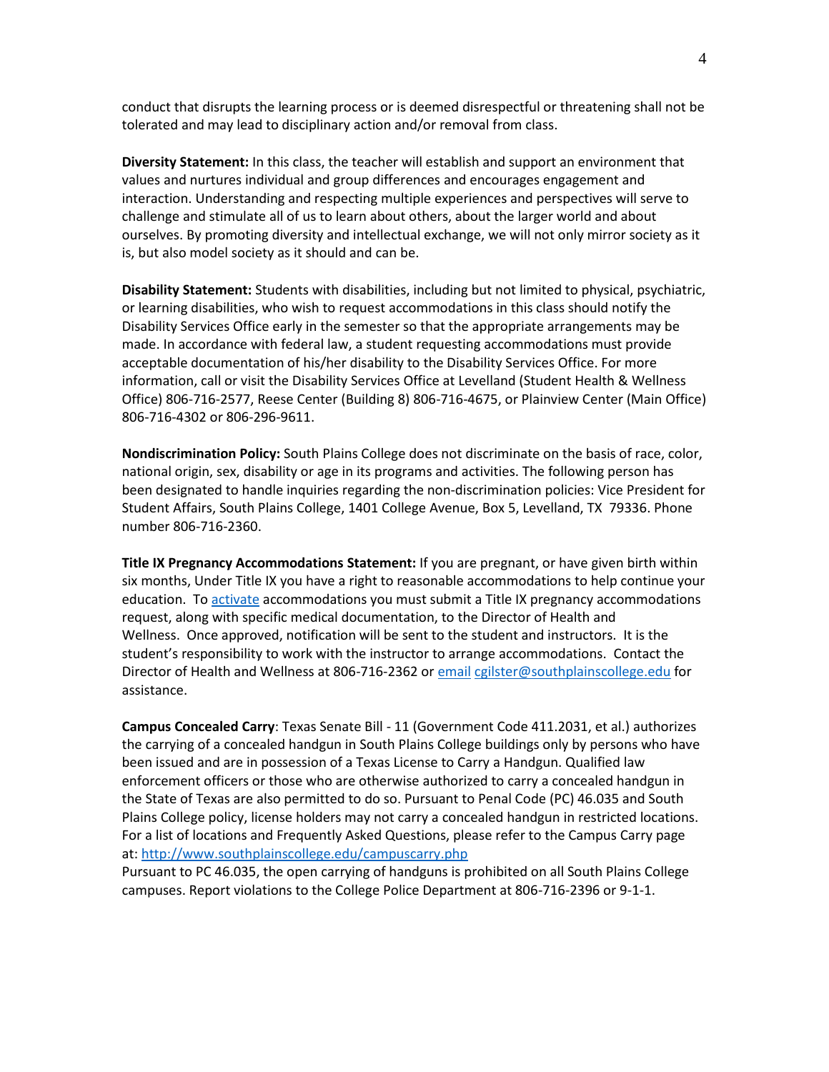conduct that disrupts the learning process or is deemed disrespectful or threatening shall not be tolerated and may lead to disciplinary action and/or removal from class.

**Diversity Statement:** In this class, the teacher will establish and support an environment that values and nurtures individual and group differences and encourages engagement and interaction. Understanding and respecting multiple experiences and perspectives will serve to challenge and stimulate all of us to learn about others, about the larger world and about ourselves. By promoting diversity and intellectual exchange, we will not only mirror society as it is, but also model society as it should and can be.

**Disability Statement:** Students with disabilities, including but not limited to physical, psychiatric, or learning disabilities, who wish to request accommodations in this class should notify the Disability Services Office early in the semester so that the appropriate arrangements may be made. In accordance with federal law, a student requesting accommodations must provide acceptable documentation of his/her disability to the Disability Services Office. For more information, call or visit the Disability Services Office at Levelland (Student Health & Wellness Office) 806-716-2577, Reese Center (Building 8) 806-716-4675, or Plainview Center (Main Office) 806-716-4302 or 806-296-9611.

**Nondiscrimination Policy:** South Plains College does not discriminate on the basis of race, color, national origin, sex, disability or age in its programs and activities. The following person has been designated to handle inquiries regarding the non-discrimination policies: Vice President for Student Affairs, South Plains College, 1401 College Avenue, Box 5, Levelland, TX 79336. Phone number 806-716-2360.

**Title IX Pregnancy Accommodations Statement:** If you are pregnant, or have given birth within six months, Under Title IX you have a right to reasonable accommodations to help continue your education. To activate accommodations you must submit a Title IX pregnancy accommodations request, along with specific medical documentation, to the Director of Health and Wellness. Once approved, notification will be sent to the student and instructors. It is the student's responsibility to work with the instructor to arrange accommodations. Contact the Director of Health and Wellness at 806-716-2362 or email cgilster@southplainscollege.edu for assistance.

**Campus Concealed Carry**: Texas Senate Bill - 11 (Government Code 411.2031, et al.) authorizes the carrying of a concealed handgun in South Plains College buildings only by persons who have been issued and are in possession of a Texas License to Carry a Handgun. Qualified law enforcement officers or those who are otherwise authorized to carry a concealed handgun in the State of Texas are also permitted to do so. Pursuant to Penal Code (PC) 46.035 and South Plains College policy, license holders may not carry a concealed handgun in restricted locations. For a list of locations and Frequently Asked Questions, please refer to the Campus Carry page at: http://www.southplainscollege.edu/campuscarry.php

Pursuant to PC 46.035, the open carrying of handguns is prohibited on all South Plains College campuses. Report violations to the College Police Department at 806-716-2396 or 9-1-1.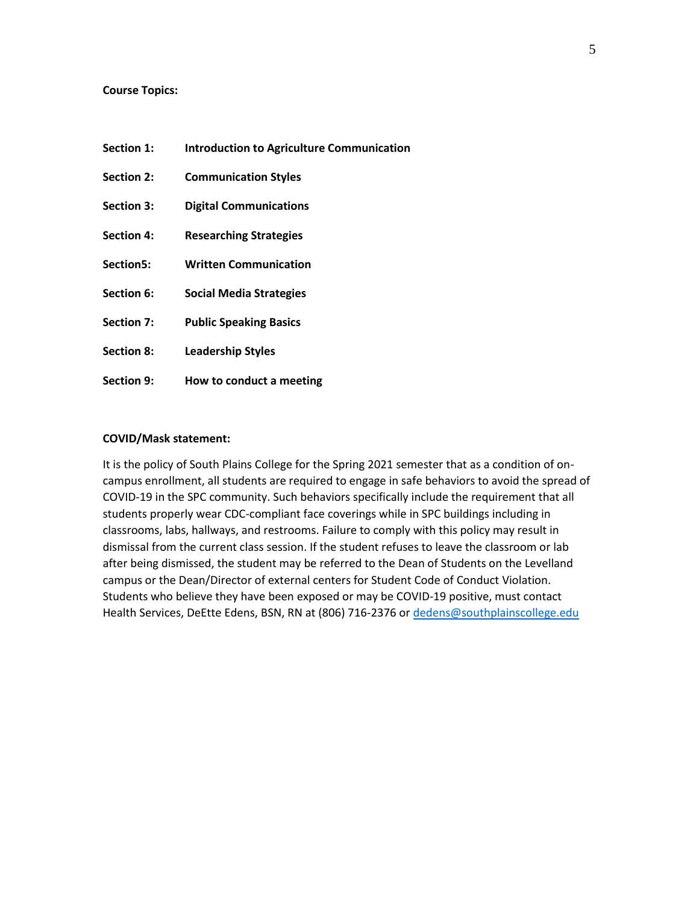**Course Topics:**

**Section 1:** **Introduction to Agriculture Communication**

**Section 2:** **Communication Styles**

**Section 3:** **Digital Communications**

**Section 4:** **Researching Strategies**

**Section5:** **Written Communication**

**Section 6:** **Social Media Strategies**

**Section 7:** **Public Speaking Basics**

**Section 8:** **Leadership Styles**

**Section 9:** **How to conduct a meeting**

**COVID/Mask statement:**

It is the policy of South Plains College for the Spring 2021 semester that as a condition of on-campus enrollment, all students are required to engage in safe behaviors to avoid the spread of COVID-19 in the SPC community. Such behaviors specifically include the requirement that all students properly wear CDC-compliant face coverings while in SPC buildings including in classrooms, labs, hallways, and restrooms. Failure to comply with this policy may result in dismissal from the current class session. If the student refuses to leave the classroom or lab after being dismissed, the student may be referred to the Dean of Students on the Levelland campus or the Dean/Director of external centers for Student Code of Conduct Violation. Students who believe they have been exposed or may be COVID-19 positive, must contact Health Services, DeEtte Edens, BSN, RN at (806) 716-2376 or dedens@southplainscollege.edu